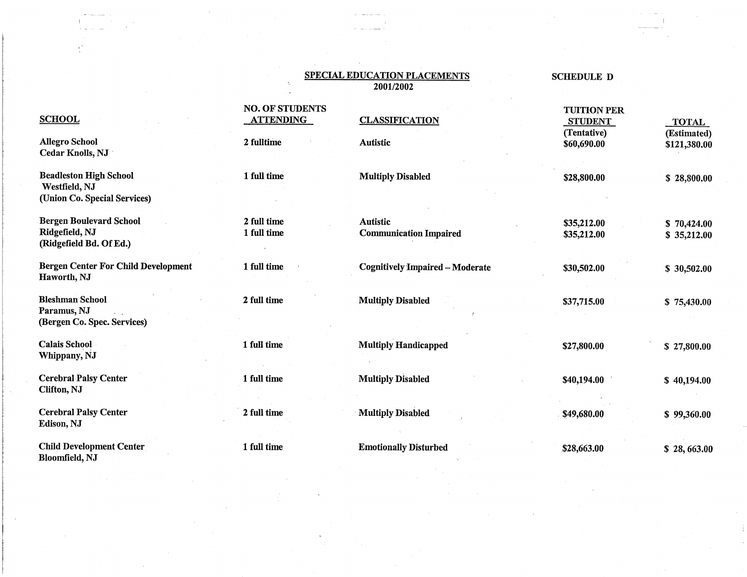## SPECIAL EDUCATION PLACEMENTS
## 2001/2002

**SCHEDULE D**

| SCHOOL | NO. OF STUDENTS ATTENDING | CLASSIFICATION | TUITION PER STUDENT (Tentative) | TOTAL (Estimated) |
|---|---|---|---|---|
| Allegro School<br>Cedar Knolls, NJ | 2 fulltime | Autistic | $60,690.00 | $121,380.00 |
| Beadleston High School<br>Westfield, NJ<br>(Union Co. Special Services) | 1 full time | Multiply Disabled | $28,800.00 | $ 28,800.00 |
| Bergen Boulevard School<br>Ridgefield, NJ<br>(Ridgefield Bd. Of Ed.) | 2 full time<br>1 full time | Autistic<br>Communication Impaired | $35,212.00<br>$35,212.00 | $ 70,424.00<br>$ 35,212.00 |
| Bergen Center For Child Development<br>Haworth, NJ | 1 full time | Cognitively Impaired – Moderate | $30,502.00 | $ 30,502.00 |
| Bleshman School<br>Paramus, NJ<br>(Bergen Co. Spec. Services) | 2 full time | Multiply Disabled | $37,715.00 | $ 75,430.00 |
| Calais School<br>Whippany, NJ | 1 full time | Multiply Handicapped | $27,800.00 | $ 27,800.00 |
| Cerebral Palsy Center<br>Clifton, NJ | 1 full time | Multiply Disabled | $40,194.00 | $ 40,194.00 |
| Cerebral Palsy Center<br>Edison, NJ | 2 full time | Multiply Disabled | $49,680.00 | $ 99,360.00 |
| Child Development Center<br>Bloomfield, NJ | 1 full time | Emotionally Disturbed | $28,663.00 | $ 28, 663.00 |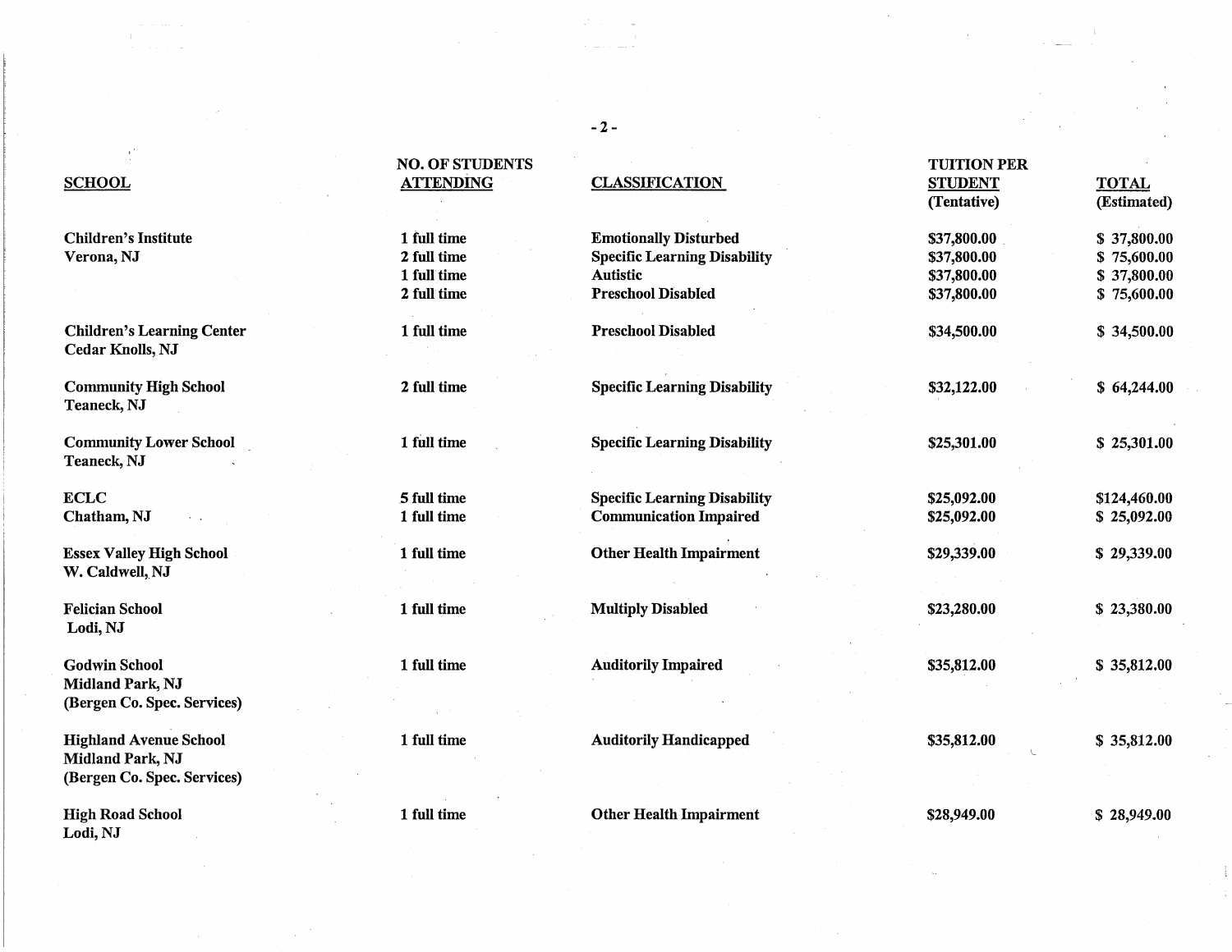| SCHOOL | NO. OF STUDENTS ATTENDING | CLASSIFICATION | TUITION PER STUDENT (Tentative) | TOTAL (Estimated) |
|---|---|---|---|---|
| Children's Institute<br>Verona, NJ | 1 full time | Emotionally Disturbed | $37,800.00 | $ 37,800.00 |
| | 2 full time | Specific Learning Disability | $37,800.00 | $ 75,600.00 |
| | 1 full time | Autistic | $37,800.00 | $ 37,800.00 |
| | 2 full time | Preschool Disabled | $37,800.00 | $ 75,600.00 |
| Children's Learning Center<br>Cedar Knolls, NJ | 1 full time | Preschool Disabled | $34,500.00 | $ 34,500.00 |
| Community High School<br>Teaneck, NJ | 2 full time | Specific Learning Disability | $32,122.00 | $ 64,244.00 |
| Community Lower School<br>Teaneck, NJ | 1 full time | Specific Learning Disability | $25,301.00 | $ 25,301.00 |
| ECLC<br>Chatham, NJ | 5 full time | Specific Learning Disability | $25,092.00 | $124,460.00 |
| | 1 full time | Communication Impaired | $25,092.00 | $ 25,092.00 |
| Essex Valley High School<br>W. Caldwell, NJ | 1 full time | Other Health Impairment | $29,339.00 | $ 29,339.00 |
| Felician School<br>Lodi, NJ | 1 full time | Multiply Disabled | $23,280.00 | $ 23,380.00 |
| Godwin School<br>Midland Park, NJ<br>(Bergen Co. Spec. Services) | 1 full time | Auditorily Impaired | $35,812.00 | $ 35,812.00 |
| Highland Avenue School<br>Midland Park, NJ<br>(Bergen Co. Spec. Services) | 1 full time | Auditorily Handicapped | $35,812.00 | $ 35,812.00 |
| High Road School<br>Lodi, NJ | 1 full time | Other Health Impairment | $28,949.00 | $ 28,949.00 |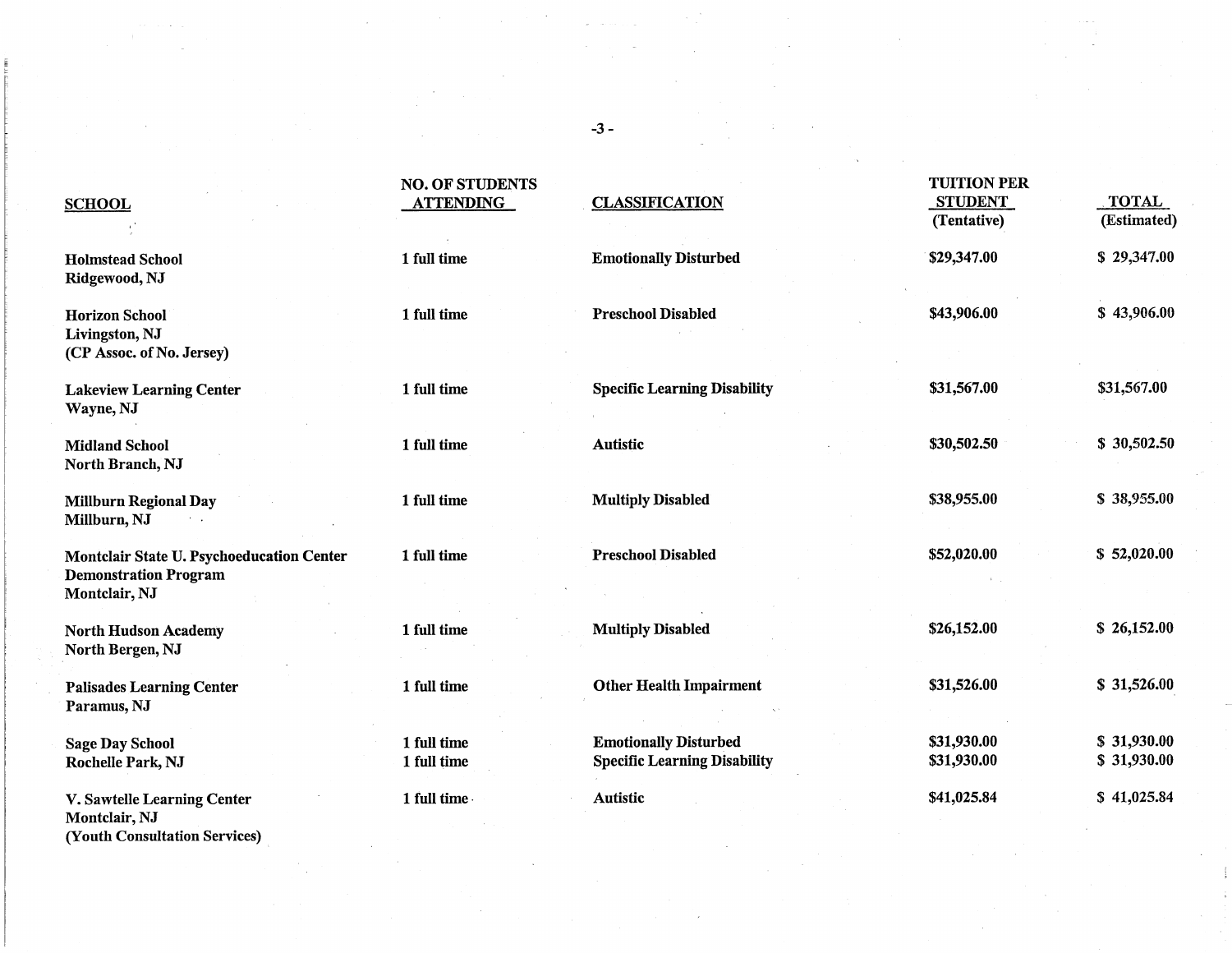| SCHOOL | NO. OF STUDENTS ATTENDING | CLASSIFICATION | TUITION PER STUDENT (Tentative) | TOTAL (Estimated) |
|---|---|---|---|---|
| Holmstead School<br>Ridgewood, NJ | 1 full time | Emotionally Disturbed | $29,347.00 | $ 29,347.00 |
| Horizon School<br>Livingston, NJ<br>(CP Assoc. of No. Jersey) | 1 full time | Preschool Disabled | $43,906.00 | $ 43,906.00 |
| Lakeview Learning Center<br>Wayne, NJ | 1 full time | Specific Learning Disability | $31,567.00 | $31,567.00 |
| Midland School<br>North Branch, NJ | 1 full time | Autistic | $30,502.50 | $ 30,502.50 |
| Millburn Regional Day<br>Millburn, NJ | 1 full time | Multiply Disabled | $38,955.00 | $ 38,955.00 |
| Montclair State U. Psychoeducation Center Demonstration Program<br>Montclair, NJ | 1 full time | Preschool Disabled | $52,020.00 | $ 52,020.00 |
| North Hudson Academy<br>North Bergen, NJ | 1 full time | Multiply Disabled | $26,152.00 | $ 26,152.00 |
| Palisades Learning Center<br>Paramus, NJ | 1 full time | Other Health Impairment | $31,526.00 | $ 31,526.00 |
| Sage Day School<br>Rochelle Park, NJ | 1 full time<br>1 full time | Emotionally Disturbed<br>Specific Learning Disability | $31,930.00<br>$31,930.00 | $ 31,930.00<br>$ 31,930.00 |
| V. Sawtelle Learning Center<br>Montclair, NJ<br>(Youth Consultation Services) | 1 full time | Autistic | $41,025.84 | $ 41,025.84 |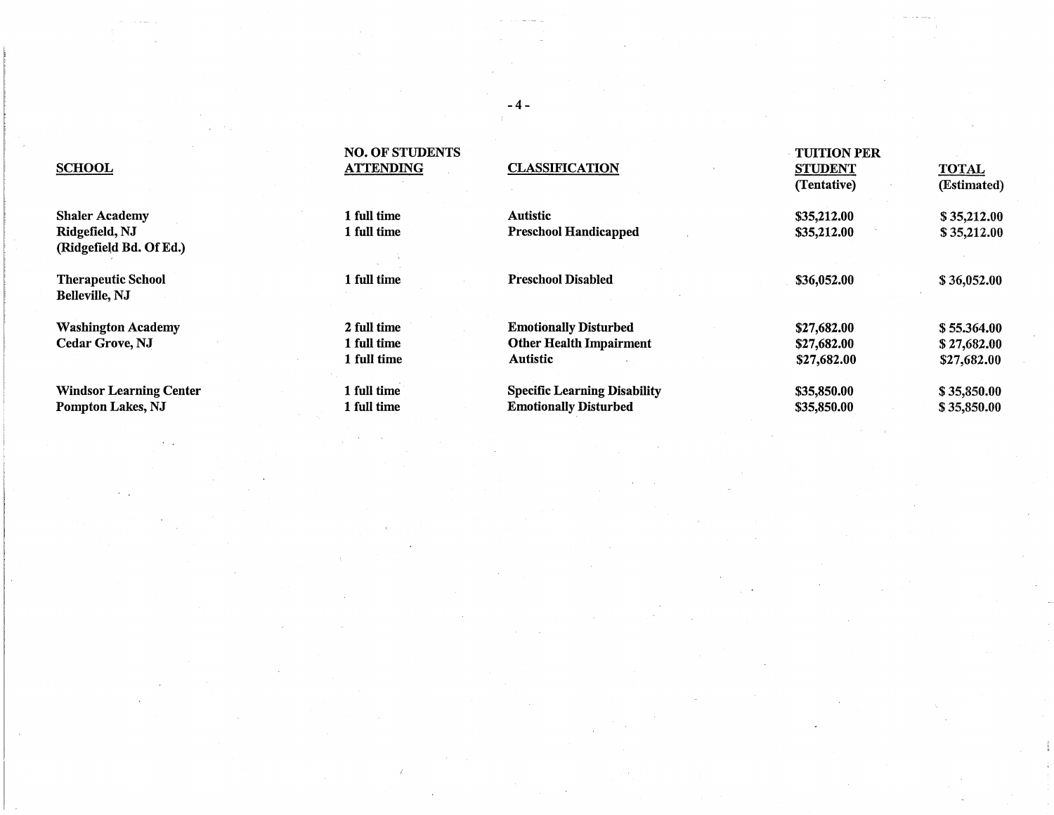| SCHOOL | NO. OF STUDENTS ATTENDING | CLASSIFICATION | TUITION PER STUDENT (Tentative) | TOTAL (Estimated) |
|---|---|---|---|---|
| **Shaler Academy** | **1 full time** | **Autistic** | **$35,212.00** | **$ 35,212.00** |
| **Ridgefield, NJ** | **1 full time** | **Preschool Handicapped** | **$35,212.00** | **$ 35,212.00** |
| **(Ridgefield Bd. Of Ed.)** | | | | |
| **Therapeutic School** | **1 full time** | **Preschool Disabled** | **$36,052.00** | **$ 36,052.00** |
| **Belleville, NJ** | | | | |
| **Washington Academy** | **2 full time** | **Emotionally Disturbed** | **$27,682.00** | **$ 55.364.00** |
| **Cedar Grove, NJ** | **1 full time** | **Other Health Impairment** | **$27,682.00** | **$ 27,682.00** |
| | **1 full time** | **Autistic** | **$27,682.00** | **$27,682.00** |
| **Windsor Learning Center** | **1 full time** | **Specific Learning Disability** | **$35,850.00** | **$ 35,850.00** |
| **Pompton Lakes, NJ** | **1 full time** | **Emotionally Disturbed** | **$35,850.00** | **$ 35,850.00** |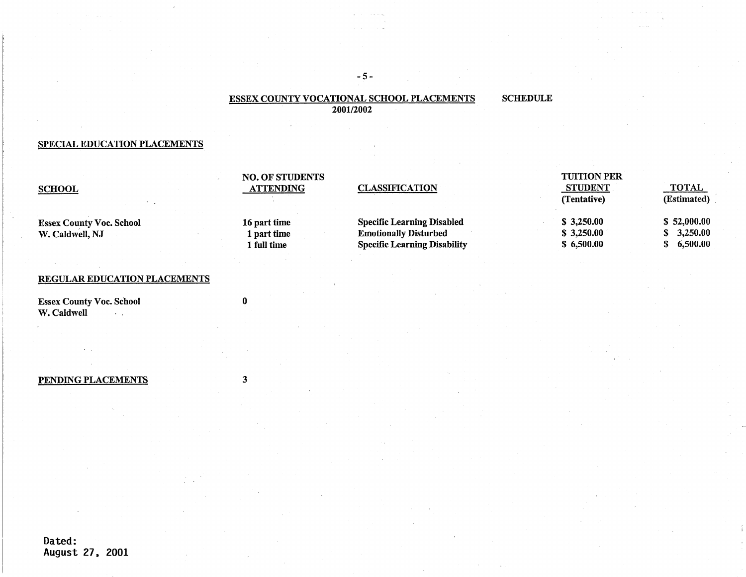## ESSEX COUNTY VOCATIONAL SCHOOL PLACEMENTS SCHEDULE
**2001/2002**

### SPECIAL EDUCATION PLACEMENTS

| SCHOOL | NO. OF STUDENTS ATTENDING | CLASSIFICATION | TUITION PER STUDENT (Tentative) | TOTAL (Estimated) |
|---|---|---|---|---|
| Essex County Voc. School W. Caldwell, NJ | 16 part time | Specific Learning Disabled | $ 3,250.00 | $ 52,000.00 |
| | 1 part time | Emotionally Disturbed | $ 3,250.00 | $ 3,250.00 |
| | 1 full time | Specific Learning Disability | $ 6,500.00 | $ 6,500.00 |

### REGULAR EDUCATION PLACEMENTS

| | |
|---|---|
| Essex County Voc. School W. Caldwell | 0 |

### PENDING PLACEMENTS

3

Dated:
August 27, 2001